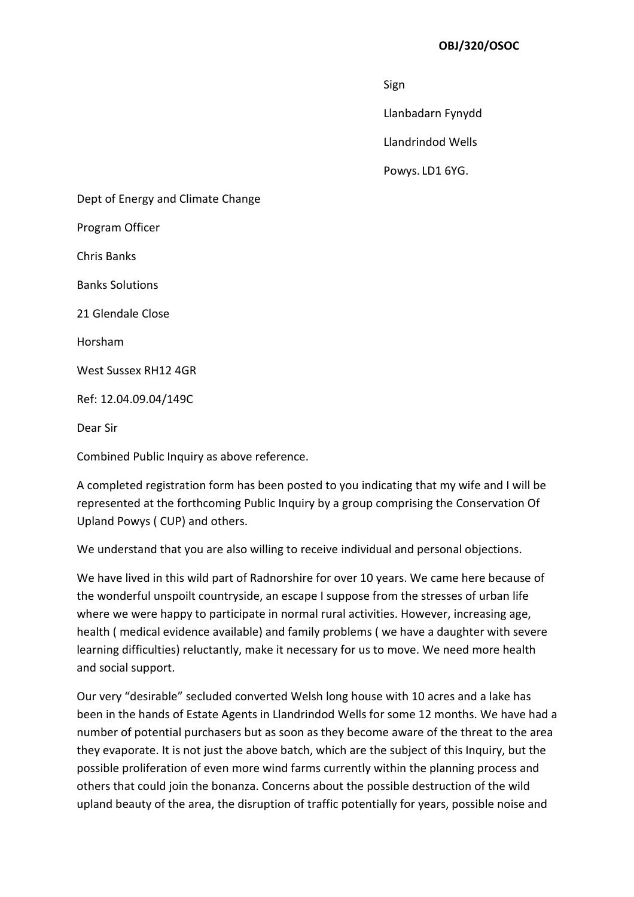**OBJ/320/OSOC**

Sign

Llanbadarn Fynydd

Llandrindod Wells

Powys. LD1 6YG.

Dept of Energy and Climate Change

Program Officer

Chris Banks

Banks Solutions

21 Glendale Close

Horsham

West Sussex RH12 4GR

Ref: 12.04.09.04/149C

Dear Sir

Combined Public Inquiry as above reference.

A completed registration form has been posted to you indicating that my wife and I will be represented at the forthcoming Public Inquiry by a group comprising the Conservation Of Upland Powys ( CUP) and others.

We understand that you are also willing to receive individual and personal objections.

We have lived in this wild part of Radnorshire for over 10 years. We came here because of the wonderful unspoilt countryside, an escape I suppose from the stresses of urban life where we were happy to participate in normal rural activities. However, increasing age, health ( medical evidence available) and family problems ( we have a daughter with severe learning difficulties) reluctantly, make it necessary for us to move. We need more health and social support.

Our very "desirable" secluded converted Welsh long house with 10 acres and a lake has been in the hands of Estate Agents in Llandrindod Wells for some 12 months. We have had a number of potential purchasers but as soon as they become aware of the threat to the area they evaporate. It is not just the above batch, which are the subject of this Inquiry, but the possible proliferation of even more wind farms currently within the planning process and others that could join the bonanza. Concerns about the possible destruction of the wild upland beauty of the area, the disruption of traffic potentially for years, possible noise and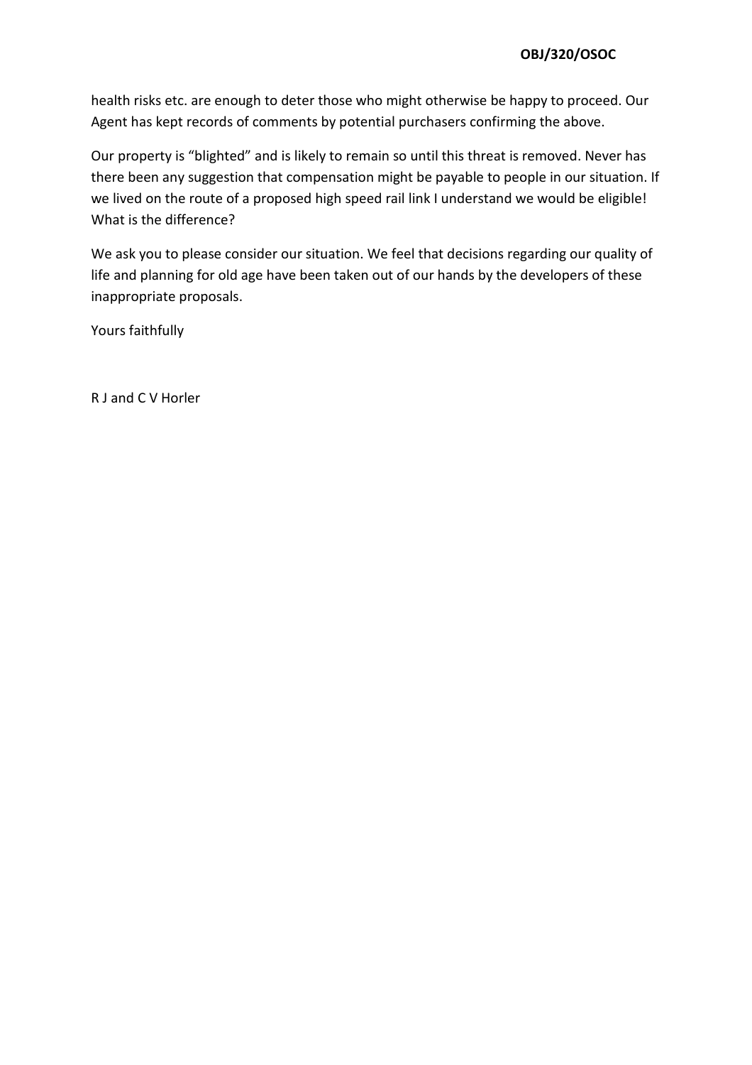health risks etc. are enough to deter those who might otherwise be happy to proceed. Our Agent has kept records of comments by potential purchasers confirming the above.

Our property is "blighted" and is likely to remain so until this threat is removed. Never has there been any suggestion that compensation might be payable to people in our situation. If we lived on the route of a proposed high speed rail link I understand we would be eligible! What is the difference?

We ask you to please consider our situation. We feel that decisions regarding our quality of life and planning for old age have been taken out of our hands by the developers of these inappropriate proposals.

Yours faithfully

R J and C V Horler